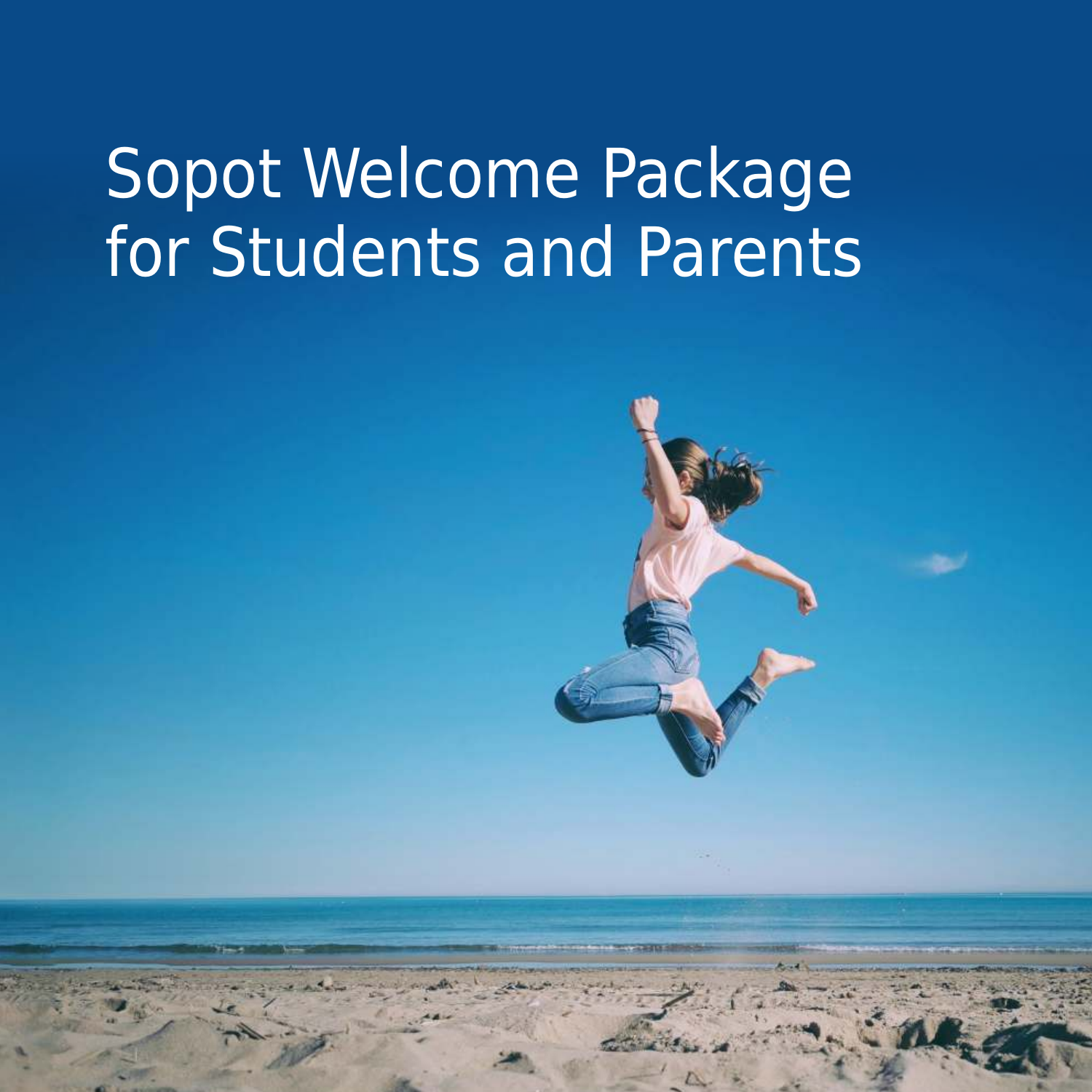# Sopot Welcome Package for Students and Parents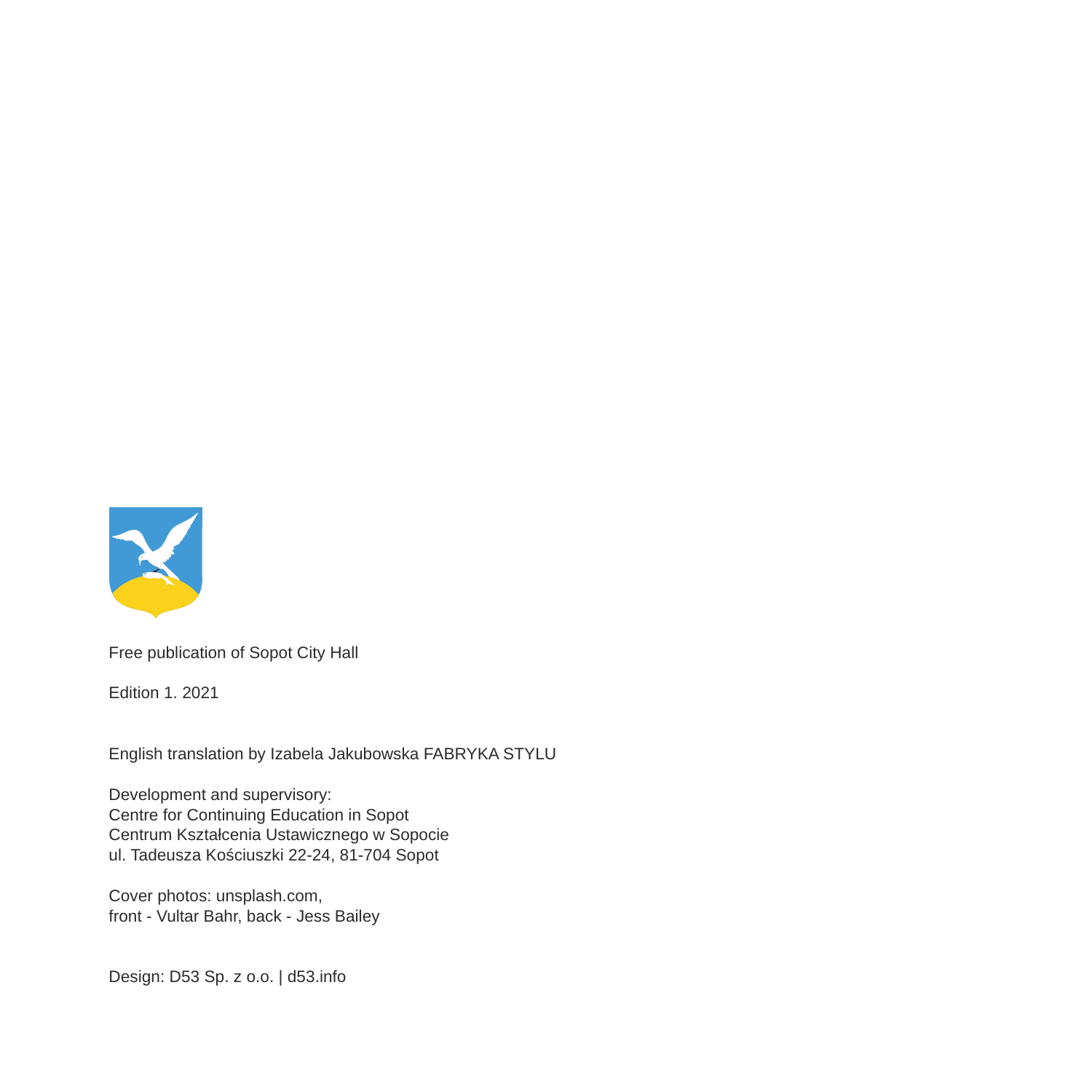Free publication of Sopot City Hall

Edition 1. 2021

English translation by Izabela Jakubowska FABRYKA STYLU

Development and supervisory:
Centre for Continuing Education in Sopot
Centrum Kształcenia Ustawicznego w Sopocie
ul. Tadeusza Kościuszki 22-24, 81-704 Sopot

Cover photos: unsplash.com,
front - Vultar Bahr, back - Jess Bailey

Design: D53 Sp. z o.o. | d53.info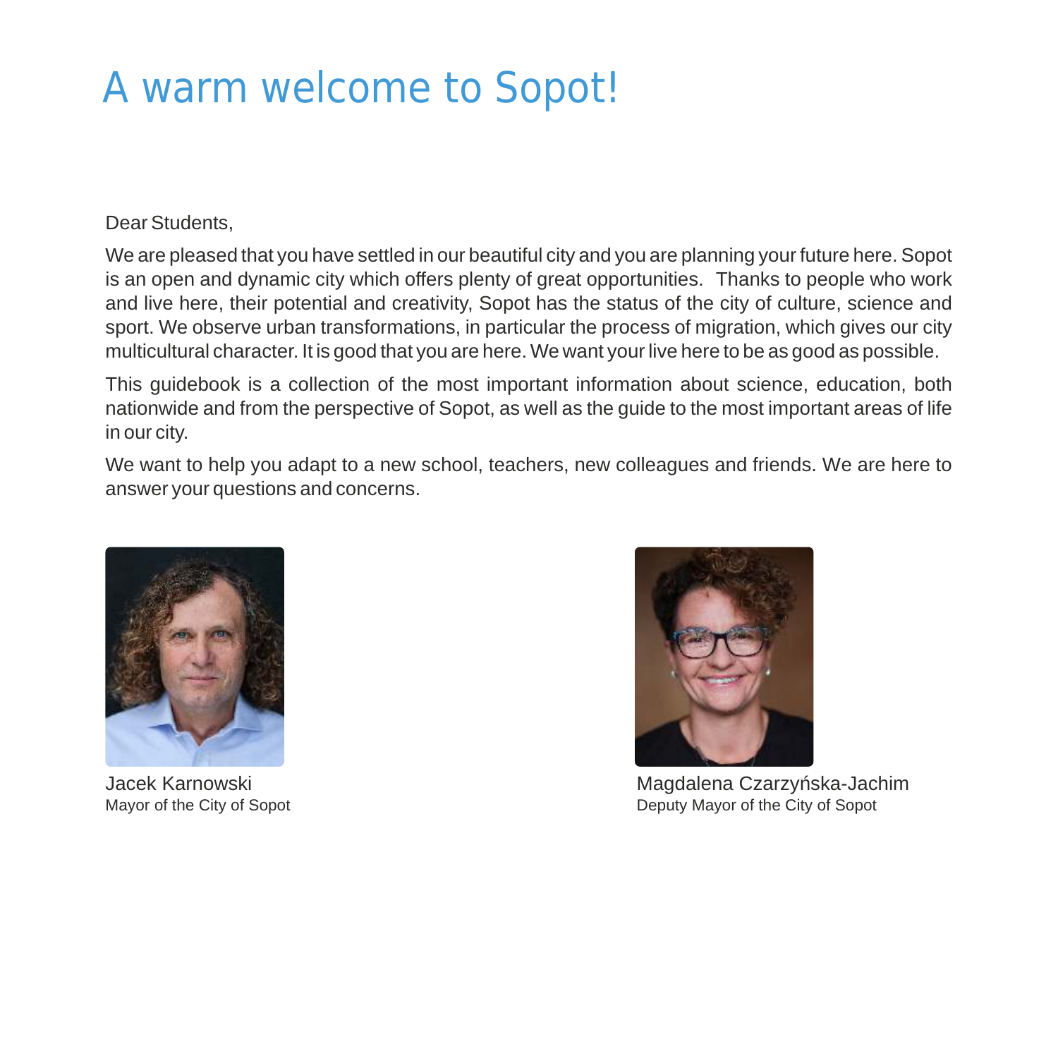# A warm welcome to Sopot!

Dear Students,

We are pleased that you have settled in our beautiful city and you are planning your future here. Sopot is an open and dynamic city which offers plenty of great opportunities. Thanks to people who work and live here, their potential and creativity, Sopot has the status of the city of culture, science and sport. We observe urban transformations, in particular the process of migration, which gives our city multicultural character. It is good that you are here. We want your live here to be as good as possible.

This guidebook is a collection of the most important information about science, education, both nationwide and from the perspective of Sopot, as well as the guide to the most important areas of life in our city.

We want to help you adapt to a new school, teachers, new colleagues and friends. We are here to answer your questions and concerns.

Jacek Karnowski
Mayor of the City of Sopot

Magdalena Czarzyńska-Jachim
Deputy Mayor of the City of Sopot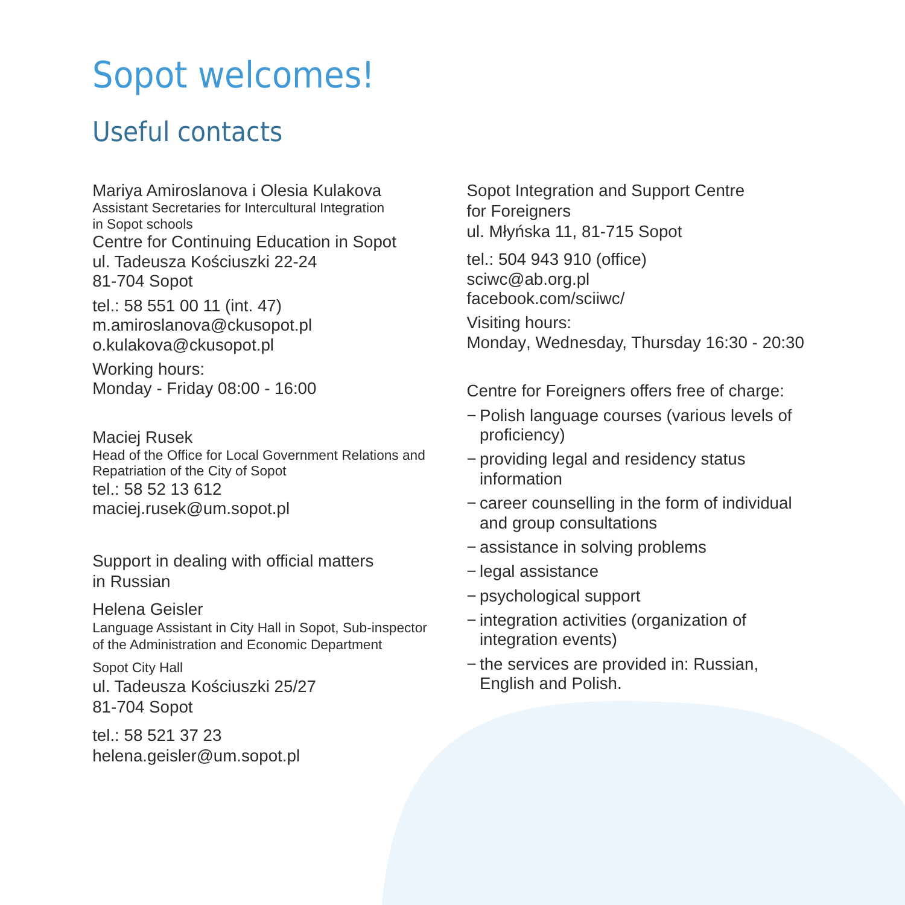# Sopot welcomes!

## Useful contacts

Mariya Amiroslanova i Olesia Kulakova
Assistant Secretaries for Intercultural Integration in Sopot schools
Centre for Continuing Education in Sopot
ul. Tadeusza Kościuszki 22-24
81-704 Sopot

tel.: 58 551 00 11 (int. 47)
m.amiroslanova@ckusopot.pl
o.kulakova@ckusopot.pl

Working hours:
Monday - Friday 08:00 - 16:00

Maciej Rusek
Head of the Office for Local Government Relations and Repatriation of the City of Sopot
tel.: 58 52 13 612
maciej.rusek@um.sopot.pl

Support in dealing with official matters in Russian

Helena Geisler
Language Assistant in City Hall in Sopot, Sub-inspector of the Administration and Economic Department

Sopot City Hall
ul. Tadeusza Kościuszki 25/27
81-704 Sopot

tel.: 58 521 37 23
helena.geisler@um.sopot.pl

Sopot Integration and Support Centre for Foreigners
ul. Młyńska 11, 81-715 Sopot

tel.: 504 943 910 (office)
sciwc@ab.org.pl
facebook.com/sciiwc/

Visiting hours:
Monday, Wednesday, Thursday 16:30 - 20:30

Centre for Foreigners offers free of charge:

- Polish language courses (various levels of proficiency)
- providing legal and residency status information
- career counselling in the form of individual and group consultations
- assistance in solving problems
- legal assistance
- psychological support
- integration activities (organization of integration events)
- the services are provided in: Russian, English and Polish.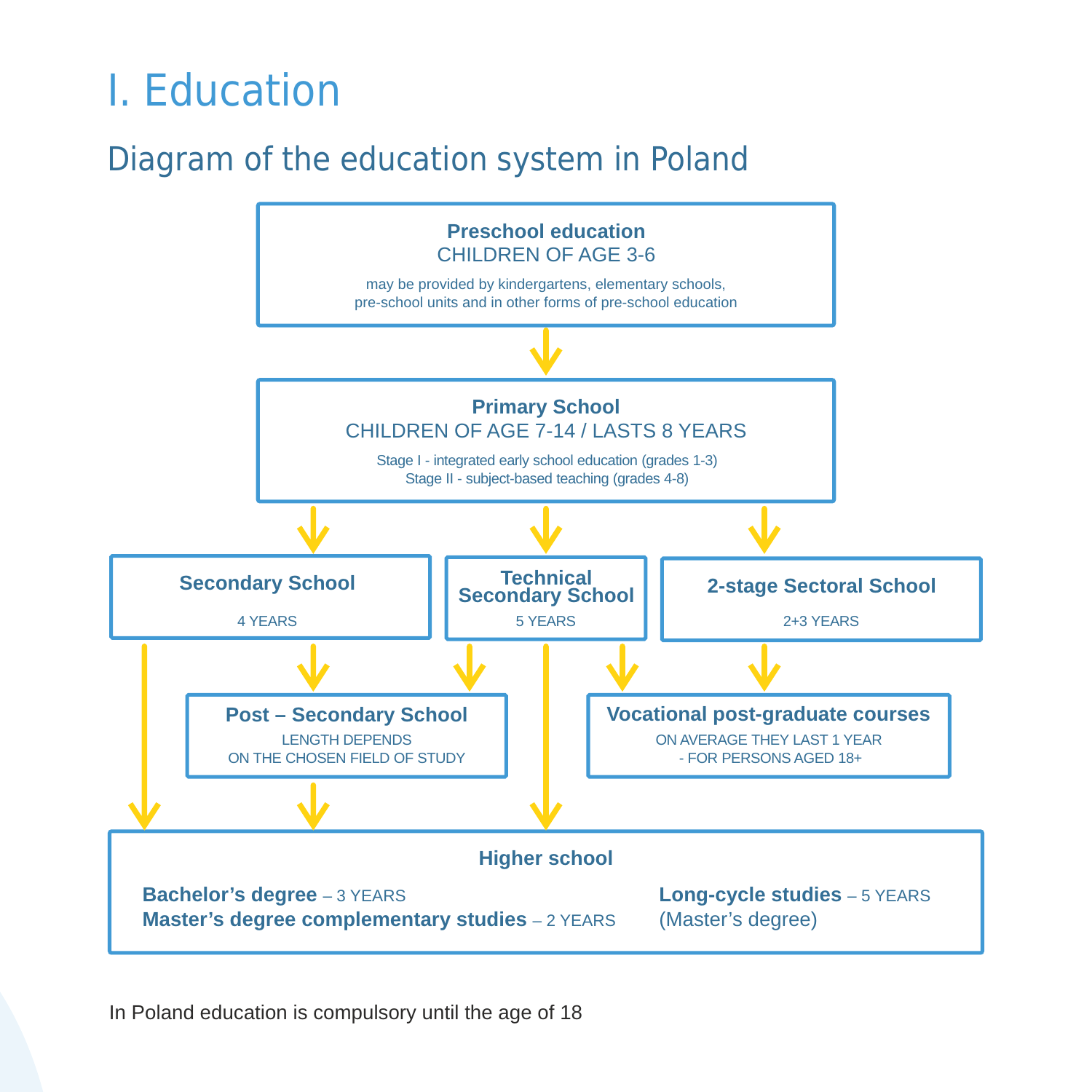# I. Education

## Diagram of the education system in Poland

**Preschool education**
CHILDREN OF AGE 3-6
may be provided by kindergartens, elementary schools, pre-school units and in other forms of pre-school education

**Primary School**
CHILDREN OF AGE 7-14 / LASTS 8 YEARS
Stage I - integrated early school education (grades 1-3)
Stage II - subject-based teaching (grades 4-8)

**Secondary School**
4 YEARS

**Technical Secondary School**
5 YEARS

**2-stage Sectoral School**
2+3 YEARS

**Post – Secondary School**
LENGTH DEPENDS ON THE CHOSEN FIELD OF STUDY

**Vocational post-graduate courses**
ON AVERAGE THEY LAST 1 YEAR - FOR PERSONS AGED 18+

**Higher school**

**Bachelor's degree** – 3 YEARS
**Master's degree complementary studies** – 2 YEARS
**Long-cycle studies** – 5 YEARS (Master's degree)

In Poland education is compulsory until the age of 18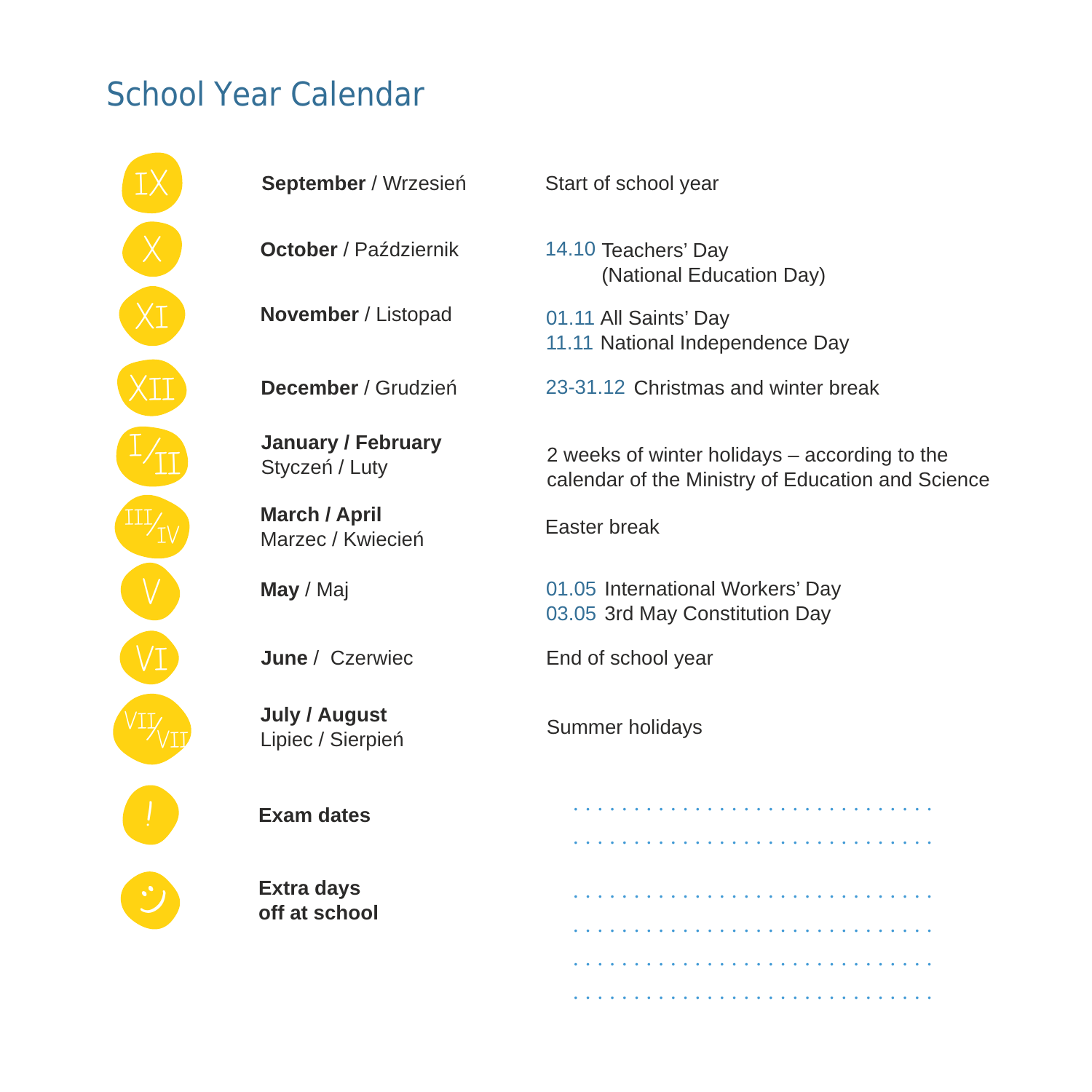# School Year Calendar

| | | |
|---|---|---|
| IX | **September** / Wrzesień | Start of school year |
| X | **October** / Październik | 14.10 Teachers' Day (National Education Day) |
| XI | **November** / Listopad | 01.11 All Saints' Day<br>11.11 National Independence Day |
| XII | **December** / Grudzień | 23-31.12 Christmas and winter break |
| I/II | **January / February**<br>Styczeń / Luty | 2 weeks of winter holidays – according to the calendar of the Ministry of Education and Science |
| III/IV | **March / April**<br>Marzec / Kwiecień | Easter break |
| V | **May** / Maj | 01.05 International Workers' Day<br>03.05 3rd May Constitution Day |
| VI | **June** / Czerwiec | End of school year |
| VII/VIII | **July / August**<br>Lipiec / Sierpień | Summer holidays |
| ! | **Exam dates** | . . . . . . . . . . . . . . . . . . . . . . . . . . . . . .<br>. . . . . . . . . . . . . . . . . . . . . . . . . . . . . . |
| | **Extra days off at school** | . . . . . . . . . . . . . . . . . . . . . . . . . . . . . .<br>. . . . . . . . . . . . . . . . . . . . . . . . . . . . . .<br>. . . . . . . . . . . . . . . . . . . . . . . . . . . . . .<br>. . . . . . . . . . . . . . . . . . . . . . . . . . . . . . |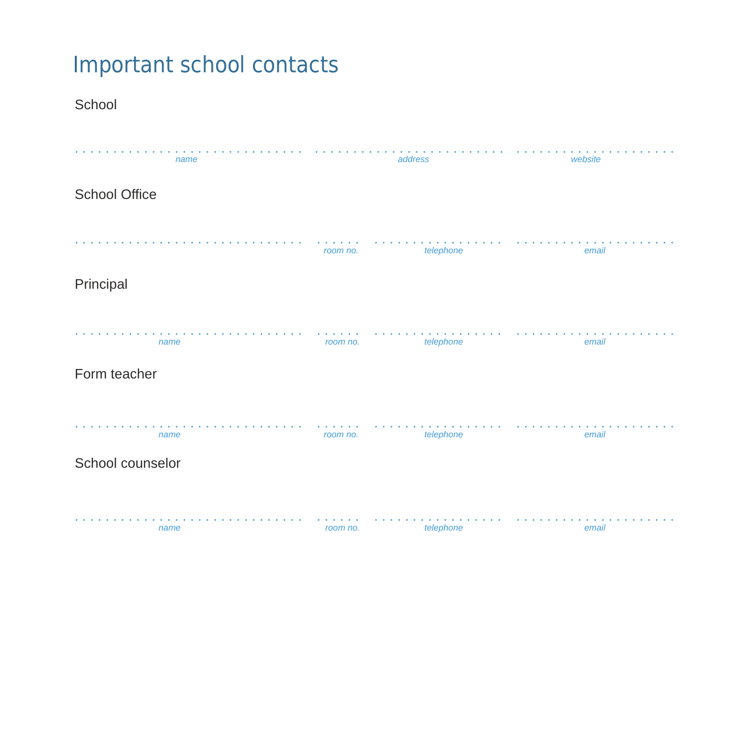# Important school contacts

## School

. . . . . . . . . . . . . . . . . . . . . . . . . . . . . . . . . . . . . . . . . . . . . . . . . . . . . . . . . . . . . . . . . . . . . . . . . . . . . . . . . . . . .

*name* *address* *website*

## School Office

. . . . . . . . . . . . . . . . . . . . . . . . . . . . . . . . . . . . . . . . . . . . . . . . . . . . . . . . . . . . . . . . . . . . . . . . . . . . . . . . . . . . . . . . . . . .

*room no.* *telephone* *email*

## Principal

. . . . . . . . . . . . . . . . . . . . . . . . . . . . . . . . . . . . . . . . . . . . . . . . . . . . . . . . . . . . . . . . . . . . . . . . . . . . . . . . . . . . . . . . . . . .

*name* *room no.* *telephone* *email*

## Form teacher

. . . . . . . . . . . . . . . . . . . . . . . . . . . . . . . . . . . . . . . . . . . . . . . . . . . . . . . . . . . . . . . . . . . . . . . . . . . . . . . . . . . . . . . . . . . .

*name* *room no.* *telephone* *email*

## School counselor

. . . . . . . . . . . . . . . . . . . . . . . . . . . . . . . . . . . . . . . . . . . . . . . . . . . . . . . . . . . . . . . . . . . . . . . . . . . . . . . . . . . . . . . . . . . .

*name* *room no.* *telephone* *email*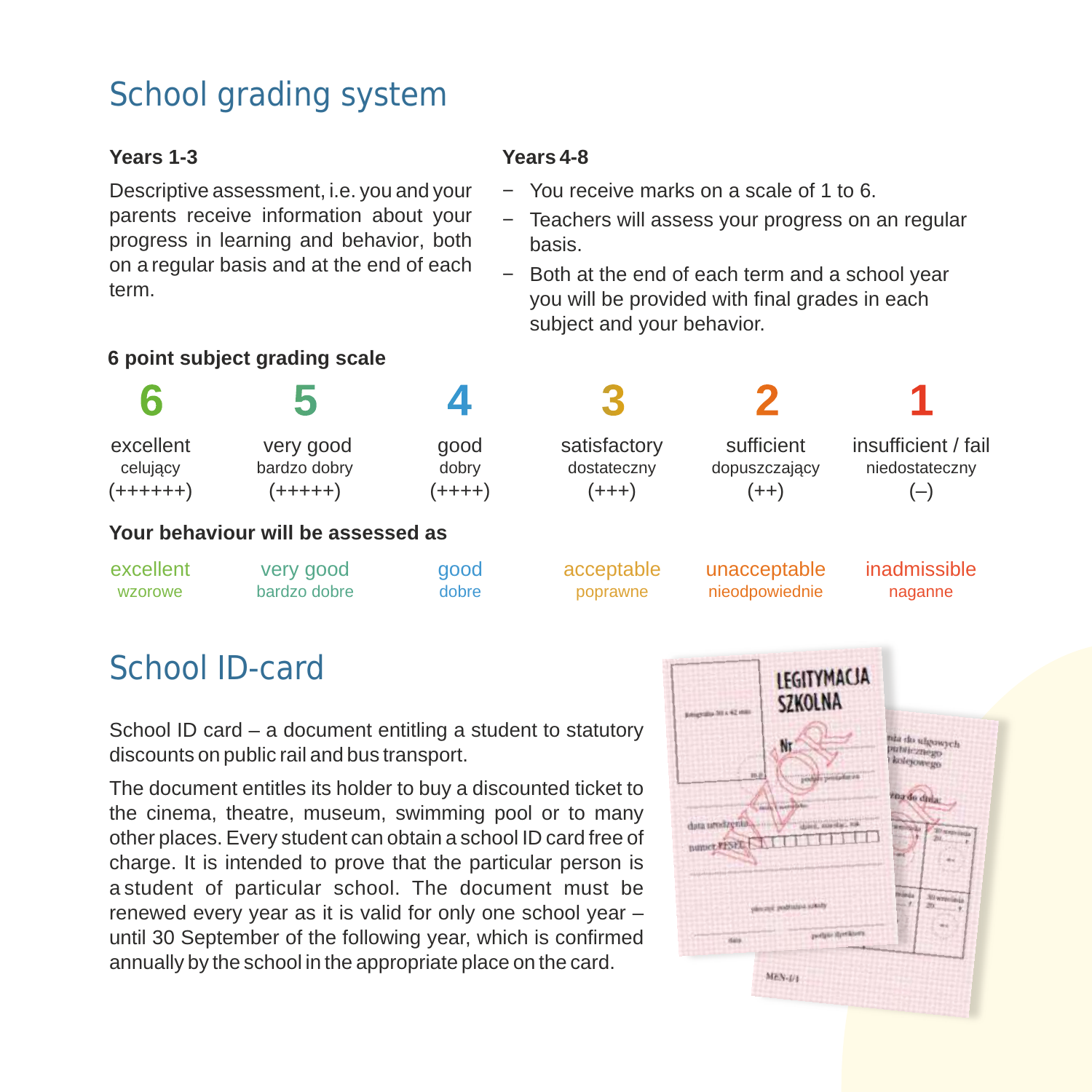# School grading system

### Years 1-3

Descriptive assessment, i.e. you and your parents receive information about your progress in learning and behavior, both on a regular basis and at the end of each term.

### Years 4-8

- You receive marks on a scale of 1 to 6.
- Teachers will assess your progress on an regular basis.
- Both at the end of each term and a school year you will be provided with final grades in each subject and your behavior.

### 6 point subject grading scale

| 6 | 5 | 4 | 3 | 2 | 1 |
|---|---|---|---|---|---|
| excellent | very good | good | satisfactory | sufficient | insufficient / fail |
| celujący | bardzo dobry | dobry | dostateczny | dopuszczający | niedostateczny |
| (++++++) | (+++++) | (++++) | (+++) | (++) | (–) |

### Your behaviour will be assessed as

| excellent | very good | good | acceptable | unacceptable | inadmissible |
|---|---|---|---|---|---|
| wzorowe | bardzo dobre | dobre | poprawne | nieodpowiednie | naganne |

# School ID-card

School ID card – a document entitling a student to statutory discounts on public rail and bus transport.

The document entitles its holder to buy a discounted ticket to the cinema, theatre, museum, swimming pool or to many other places. Every student can obtain a school ID card free of charge. It is intended to prove that the particular person is a student of particular school. The document must be renewed every year as it is valid for only one school year – until 30 September of the following year, which is confirmed annually by the school in the appropriate place on the card.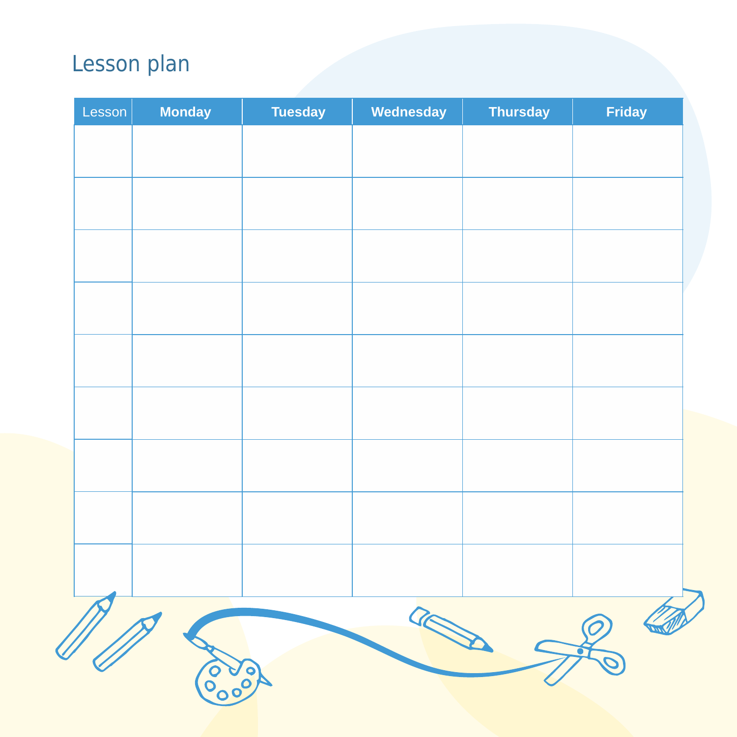# Lesson plan

| Lesson | Monday | Tuesday | Wednesday | Thursday | Friday |
|---|---|---|---|---|---|
| | | | | | |
| | | | | | |
| | | | | | |
| | | | | | |
| | | | | | |
| | | | | | |
| | | | | | |
| | | | | | |
| | | | | | |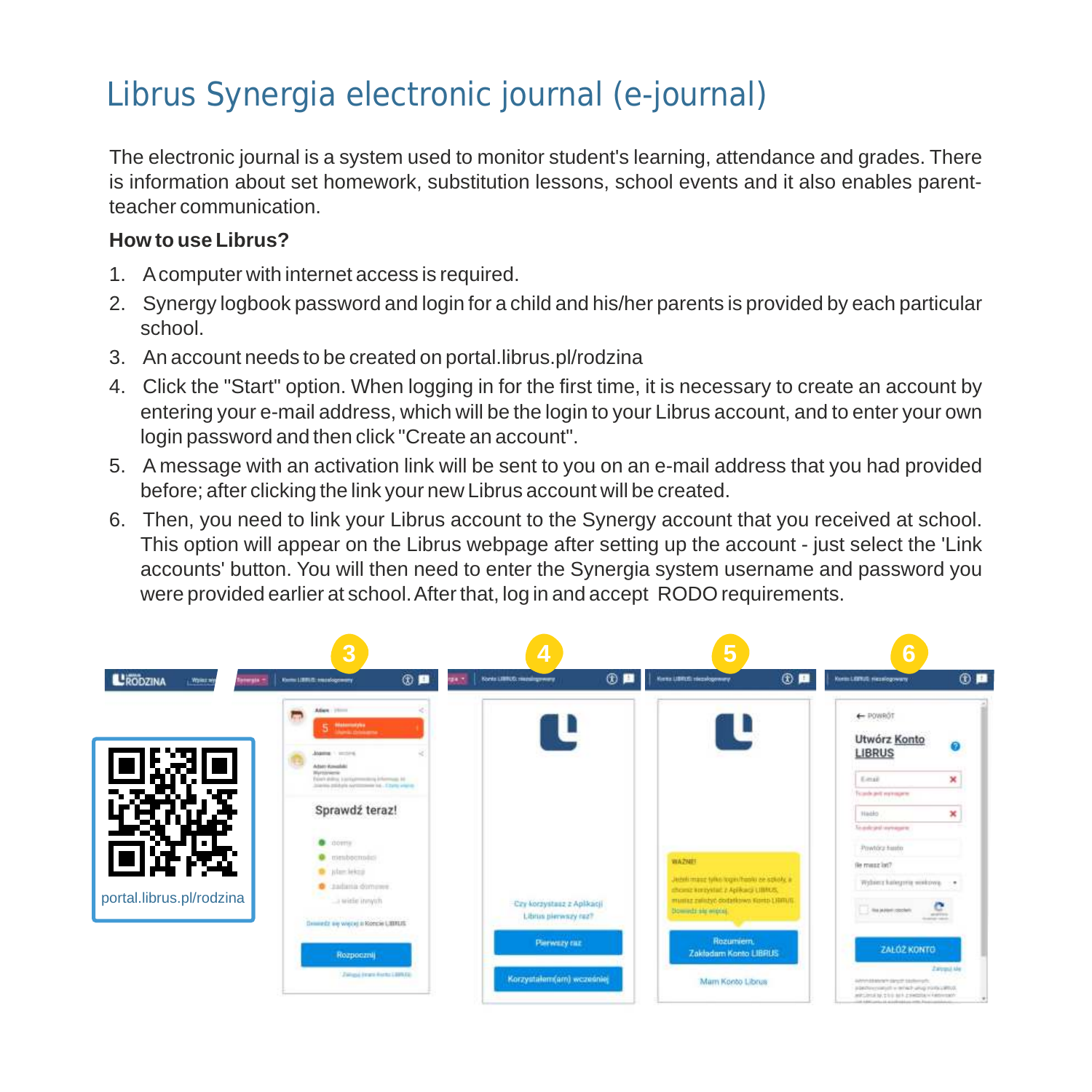# Librus Synergia electronic journal (e-journal)

The electronic journal is a system used to monitor student's learning, attendance and grades. There is information about set homework, substitution lessons, school events and it also enables parent-teacher communication.

**How to use Librus?**

1. A computer with internet access is required.
2. Synergy logbook password and login for a child and his/her parents is provided by each particular school.
3. An account needs to be created on portal.librus.pl/rodzina
4. Click the "Start" option. When logging in for the first time, it is necessary to create an account by entering your e-mail address, which will be the login to your Librus account, and to enter your own login password and then click "Create an account".
5. A message with an activation link will be sent to you on an e-mail address that you had provided before; after clicking the link your new Librus account will be created.
6. Then, you need to link your Librus account to the Synergy account that you received at school. This option will appear on the Librus webpage after setting up the account - just select the 'Link accounts' button. You will then need to enter the Synergia system username and password you were provided earlier at school. After that, log in and accept RODO requirements.

portal.librus.pl/rodzina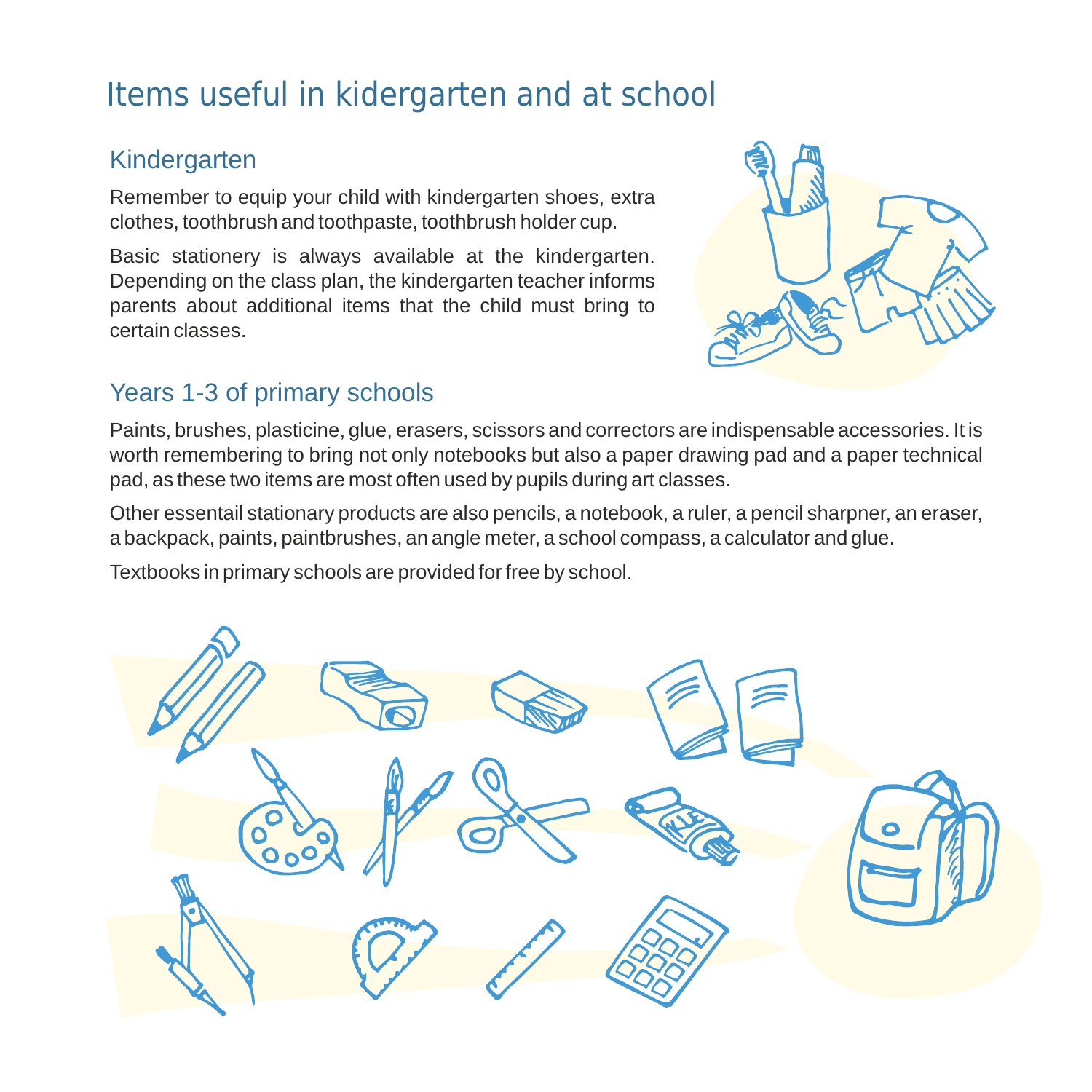# Items useful in kidergarten and at school

## Kindergarten

Remember to equip your child with kindergarten shoes, extra clothes, toothbrush and toothpaste, toothbrush holder cup.

Basic stationery is always available at the kindergarten. Depending on the class plan, the kindergarten teacher informs parents about additional items that the child must bring to certain classes.

## Years 1-3 of primary schools

Paints, brushes, plasticine, glue, erasers, scissors and correctors are indispensable accessories. It is worth remembering to bring not only notebooks but also a paper drawing pad and a paper technical pad, as these two items are most often used by pupils during art classes.

Other essentail stationary products are also pencils, a notebook, a ruler, a pencil sharpner, an eraser, a backpack, paints, paintbrushes, an angle meter, a school compass, a calculator and glue.

Textbooks in primary schools are provided for free by school.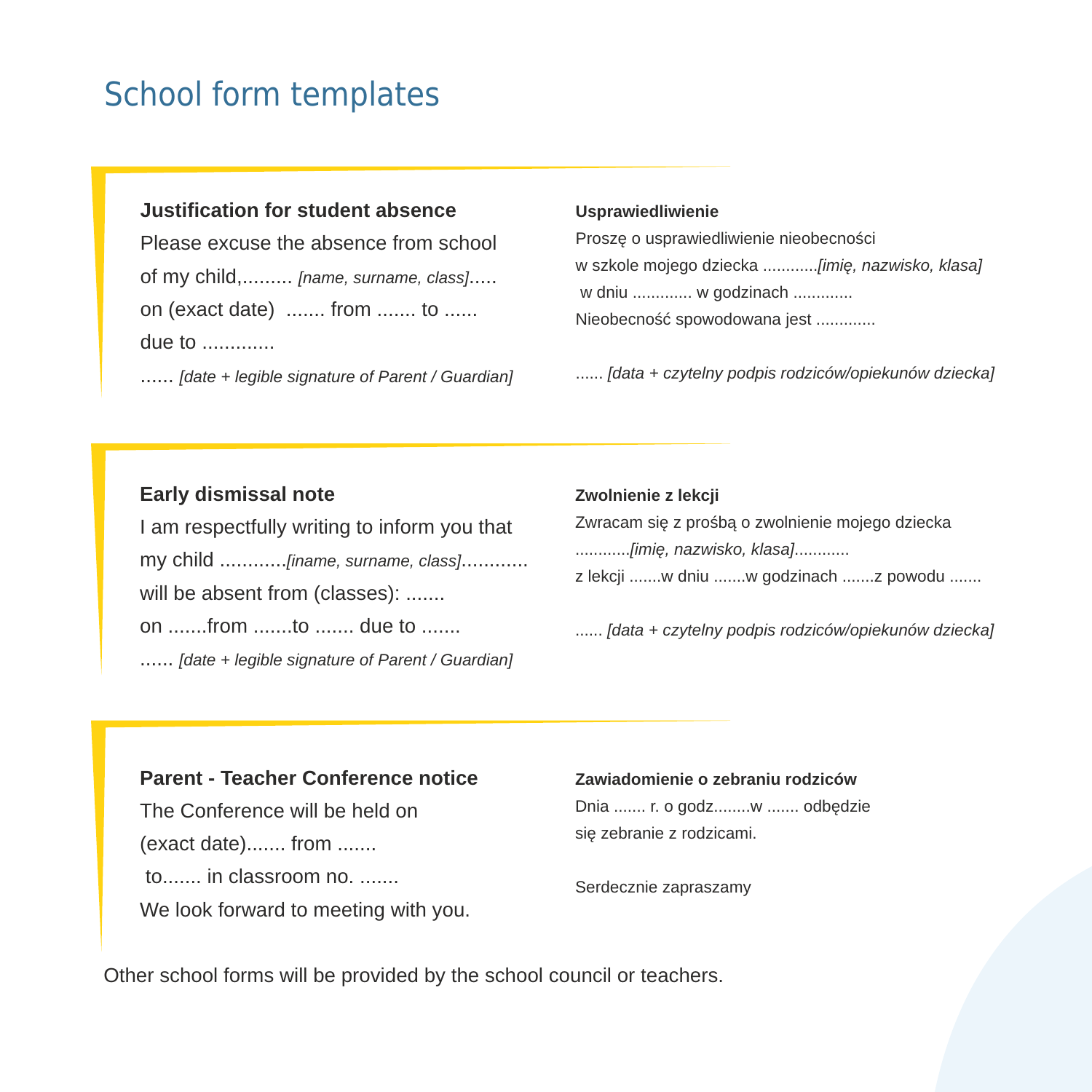# School form templates

**Justification for student absence**

Please excuse the absence from school
of my child,......... *[name, surname, class]*.....
on (exact date) ....... from ....... to ......
due to .............
...... *[date + legible signature of Parent / Guardian]*

**Usprawiedliwienie**

Proszę o usprawiedliwienie nieobecności
w szkole mojego dziecka ............*[imię, nazwisko, klasa]*
w dniu ............. w godzinach .............
Nieobecność spowodowana jest .............

...... *[data + czytelny podpis rodziców/opiekunów dziecka]*

**Early dismissal note**

I am respectfully writing to inform you that
my child ............*[iname, surname, class]*............
will be absent from (classes): .......
on .......from .......to ....... due to .......
...... *[date + legible signature of Parent / Guardian]*

**Zwolnienie z lekcji**

Zwracam się z prośbą o zwolnienie mojego dziecka
............*[imię, nazwisko, klasa]*............
z lekcji .......w dniu .......w godzinach .......z powodu .......

...... *[data + czytelny podpis rodziców/opiekunów dziecka]*

**Parent - Teacher Conference notice**

The Conference will be held on
(exact date)....... from .......
to....... in classroom no. .......
We look forward to meeting with you.

**Zawiadomienie o zebraniu rodziców**

Dnia ....... r. o godz........w ....... odbędzie
się zebranie z rodzicami.

Serdecznie zapraszamy

Other school forms will be provided by the school council or teachers.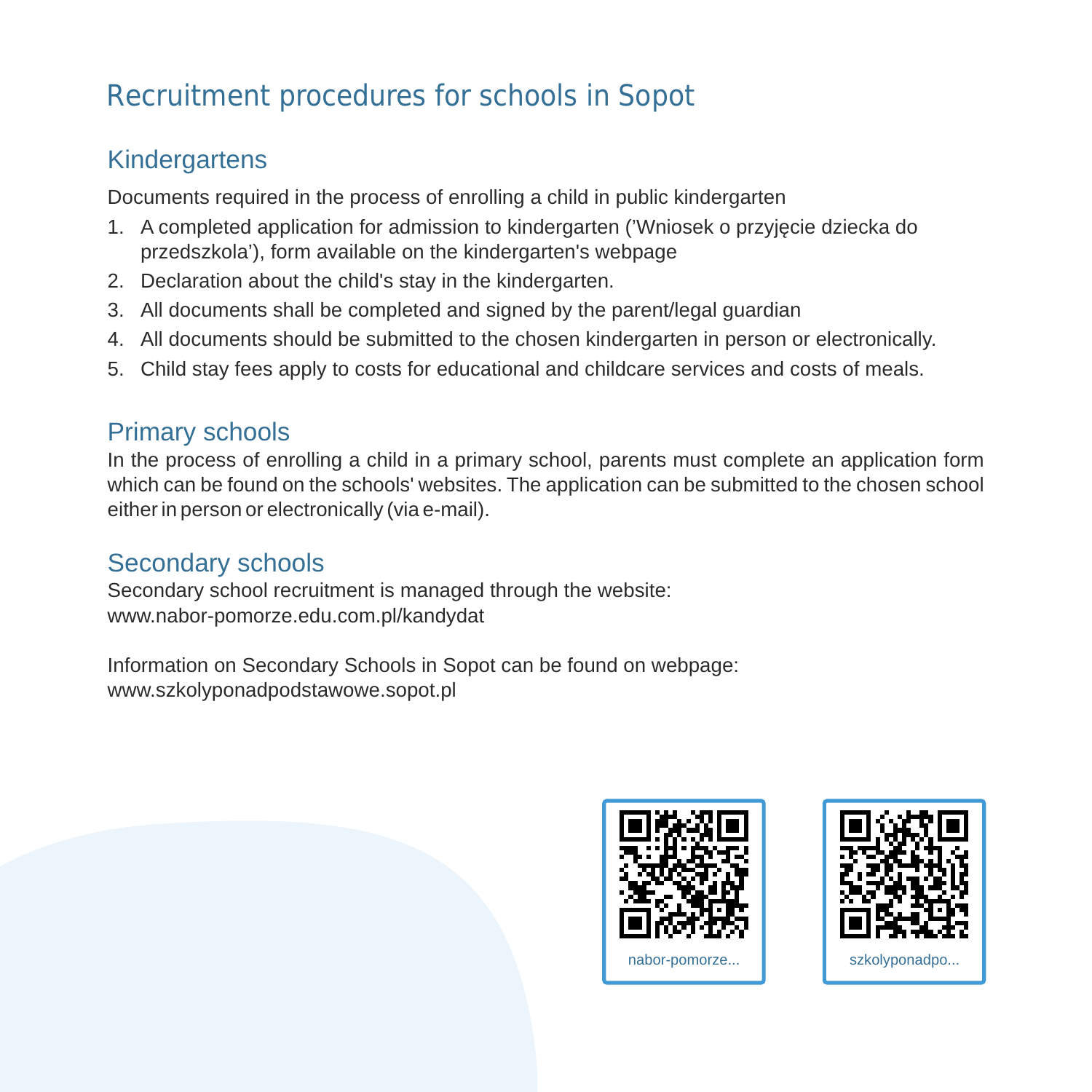# Recruitment procedures for schools in Sopot

## Kindergartens

Documents required in the process of enrolling a child in public kindergarten

1. A completed application for admission to kindergarten ('Wniosek o przyjęcie dziecka do przedszkola'), form available on the kindergarten's webpage
2. Declaration about the child's stay in the kindergarten.
3. All documents shall be completed and signed by the parent/legal guardian
4. All documents should be submitted to the chosen kindergarten in person or electronically.
5. Child stay fees apply to costs for educational and childcare services and costs of meals.

## Primary schools

In the process of enrolling a child in a primary school, parents must complete an application form which can be found on the schools' websites. The application can be submitted to the chosen school either in person or electronically (via e-mail).

## Secondary schools

Secondary school recruitment is managed through the website:
www.nabor-pomorze.edu.com.pl/kandydat

Information on Secondary Schools in Sopot can be found on webpage:
www.szkolyponadpodstawowe.sopot.pl

nabor-pomorze...

szkolyponadpo...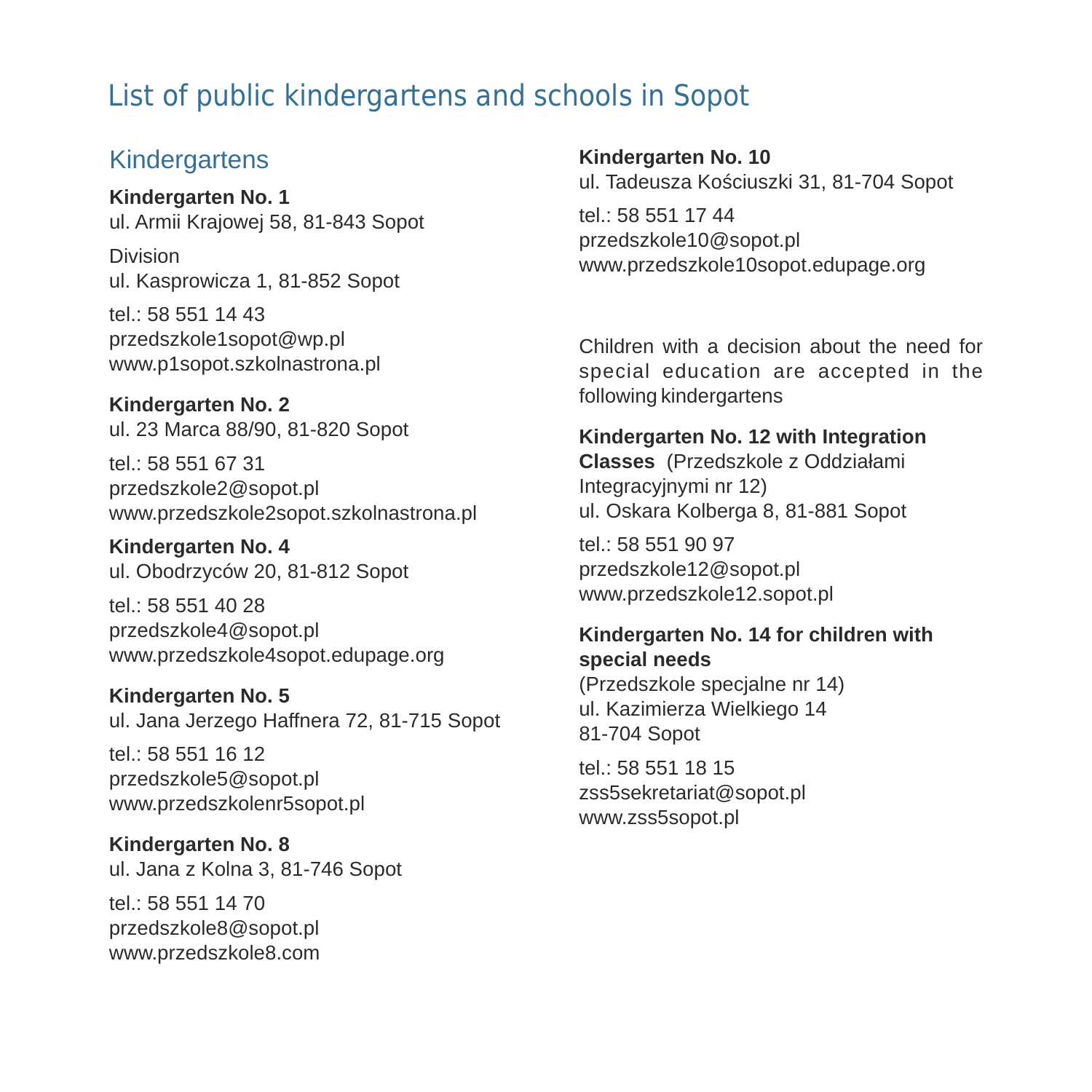# List of public kindergartens and schools in Sopot

## Kindergartens

**Kindergarten No. 1**
ul. Armii Krajowej 58, 81-843 Sopot

Division
ul. Kasprowicza 1, 81-852 Sopot

tel.: 58 551 14 43
przedszkole1sopot@wp.pl
www.p1sopot.szkolnastrona.pl

**Kindergarten No. 2**
ul. 23 Marca 88/90, 81-820 Sopot

tel.: 58 551 67 31
przedszkole2@sopot.pl
www.przedszkole2sopot.szkolnastrona.pl

**Kindergarten No. 4**
ul. Obodrzyców 20, 81-812 Sopot

tel.: 58 551 40 28
przedszkole4@sopot.pl
www.przedszkole4sopot.edupage.org

**Kindergarten No. 5**
ul. Jana Jerzego Haffnera 72, 81-715 Sopot

tel.: 58 551 16 12
przedszkole5@sopot.pl
www.przedszkolenr5sopot.pl

**Kindergarten No. 8**
ul. Jana z Kolna 3, 81-746 Sopot

tel.: 58 551 14 70
przedszkole8@sopot.pl
www.przedszkole8.com

**Kindergarten No. 10**
ul. Tadeusza Kościuszki 31, 81-704 Sopot

tel.: 58 551 17 44
przedszkole10@sopot.pl
www.przedszkole10sopot.edupage.org

Children with a decision about the need for special education are accepted in the following kindergartens

**Kindergarten No. 12 with Integration Classes** (Przedszkole z Oddziałami Integracyjnymi nr 12)
ul. Oskara Kolberga 8, 81-881 Sopot

tel.: 58 551 90 97
przedszkole12@sopot.pl
www.przedszkole12.sopot.pl

**Kindergarten No. 14 for children with special needs**
(Przedszkole specjalne nr 14)
ul. Kazimierza Wielkiego 14
81-704 Sopot

tel.: 58 551 18 15
zss5sekretariat@sopot.pl
www.zss5sopot.pl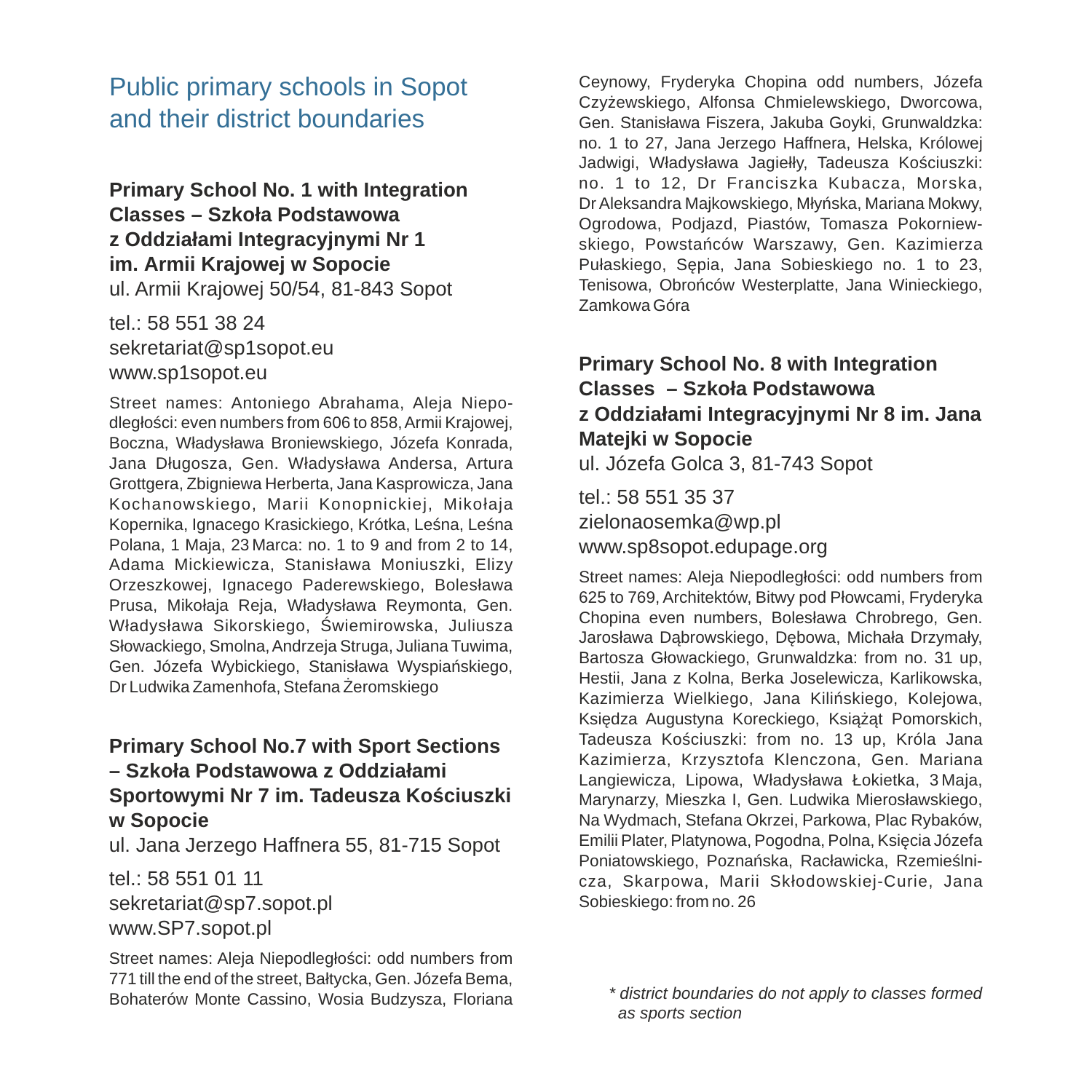# Public primary schools in Sopot and their district boundaries

**Primary School No. 1 with Integration Classes – Szkoła Podstawowa z Oddziałami Integracyjnymi Nr 1 im. Armii Krajowej w Sopocie**
ul. Armii Krajowej 50/54, 81-843 Sopot

tel.: 58 551 38 24
sekretariat@sp1sopot.eu
www.sp1sopot.eu

Street names: Antoniego Abrahama, Aleja Niepodległości: even numbers from 606 to 858, Armii Krajowej, Boczna, Władysława Broniewskiego, Józefa Konrada, Jana Długosza, Gen. Władysława Andersa, Artura Grottgera, Zbigniewa Herberta, Jana Kasprowicza, Jana Kochanowskiego, Marii Konopnickiej, Mikołaja Kopernika, Ignacego Krasickiego, Krótka, Leśna, Leśna Polana, 1 Maja, 23 Marca: no. 1 to 9 and from 2 to 14, Adama Mickiewicza, Stanisława Moniuszki, Elizy Orzeszkowej, Ignacego Paderewskiego, Bolesława Prusa, Mikołaja Reja, Władysława Reymonta, Gen. Władysława Sikorskiego, Świemirowska, Juliusza Słowackiego, Smolna, Andrzeja Struga, Juliana Tuwima, Gen. Józefa Wybickiego, Stanisława Wyspiańskiego, Dr Ludwika Zamenhofa, Stefana Żeromskiego

**Primary School No.7 with Sport Sections – Szkoła Podstawowa z Oddziałami Sportowymi Nr 7 im. Tadeusza Kościuszki w Sopocie**
ul. Jana Jerzego Haffnera 55, 81-715 Sopot

tel.: 58 551 01 11
sekretariat@sp7.sopot.pl
www.SP7.sopot.pl

Street names: Aleja Niepodległości: odd numbers from 771 till the end of the street, Bałtycka, Gen. Józefa Bema, Bohaterów Monte Cassino, Wosia Budzysza, Floriana Ceynowy, Fryderyka Chopina odd numbers, Józefa Czyżewskiego, Alfonsa Chmielewskiego, Dworcowa, Gen. Stanisława Fiszera, Jakuba Goyki, Grunwaldzka: no. 1 to 27, Jana Jerzego Haffnera, Helska, Królowej Jadwigi, Władysława Jagiełły, Tadeusza Kościuszki: no. 1 to 12, Dr Franciszka Kubacza, Morska, Dr Aleksandra Majkowskiego, Młyńska, Mariana Mokwy, Ogrodowa, Podjazd, Piastów, Tomasza Pokorniewskiego, Powstańców Warszawy, Gen. Kazimierza Pułaskiego, Sępia, Jana Sobieskiego no. 1 to 23, Tenisowa, Obrońców Westerplatte, Jana Winieckiego, Zamkowa Góra

**Primary School No. 8 with Integration Classes – Szkoła Podstawowa z Oddziałami Integracyjnymi Nr 8 im. Jana Matejki w Sopocie**
ul. Józefa Golca 3, 81-743 Sopot

tel.: 58 551 35 37
zielonaosemka@wp.pl
www.sp8sopot.edupage.org

Street names: Aleja Niepodległości: odd numbers from 625 to 769, Architektów, Bitwy pod Płowcami, Fryderyka Chopina even numbers, Bolesława Chrobrego, Gen. Jarosława Dąbrowskiego, Dębowa, Michała Drzymały, Bartosza Głowackiego, Grunwaldzka: from no. 31 up, Hestii, Jana z Kolna, Berka Joselewicza, Karlikowska, Kazimierza Wielkiego, Jana Kilińskiego, Kolejowa, Księdza Augustyna Koreckiego, Książąt Pomorskich, Tadeusza Kościuszki: from no. 13 up, Króla Jana Kazimierza, Krzysztofa Klenczona, Gen. Mariana Langiewicza, Lipowa, Władysława Łokietka, 3 Maja, Marynarzy, Mieszka I, Gen. Ludwika Mierosławskiego, Na Wydmach, Stefana Okrzei, Parkowa, Plac Rybaków, Emilii Plater, Platynowa, Pogodna, Polna, Księcia Józefa Poniatowskiego, Poznańska, Racławicka, Rzemieślnicza, Skarpowa, Marii Skłodowskiej-Curie, Jana Sobieskiego: from no. 26

*\* district boundaries do not apply to classes formed as sports section*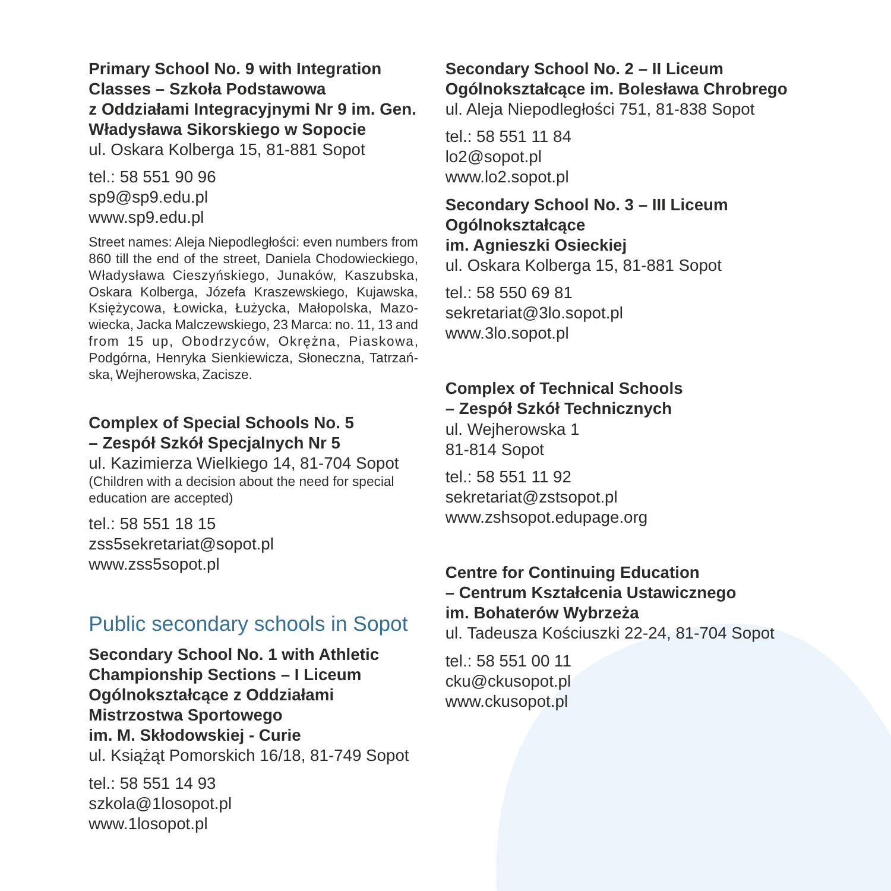**Primary School No. 9 with Integration Classes – Szkoła Podstawowa z Oddziałami Integracyjnymi Nr 9 im. Gen. Władysława Sikorskiego w Sopocie**
ul. Oskara Kolberga 15, 81-881 Sopot

tel.: 58 551 90 96
sp9@sp9.edu.pl
www.sp9.edu.pl

Street names: Aleja Niepodległości: even numbers from 860 till the end of the street, Daniela Chodowieckiego, Władysława Cieszyńskiego, Junaków, Kaszubska, Oskara Kolberga, Józefa Kraszewskiego, Kujawska, Księżycowa, Łowicka, Łużycka, Małopolska, Mazowiecka, Jacka Malczewskiego, 23 Marca: no. 11, 13 and from 15 up, Obodrzyców, Okrężna, Piaskowa, Podgórna, Henryka Sienkiewicza, Słoneczna, Tatrzańska, Wejherowska, Zacisze.

**Complex of Special Schools No. 5 – Zespół Szkół Specjalnych Nr 5**
ul. Kazimierza Wielkiego 14, 81-704 Sopot
(Children with a decision about the need for special education are accepted)

tel.: 58 551 18 15
zss5sekretariat@sopot.pl
www.zss5sopot.pl

## Public secondary schools in Sopot

**Secondary School No. 1 with Athletic Championship Sections – I Liceum Ogólnokształcące z Oddziałami Mistrzostwa Sportowego im. M. Skłodowskiej - Curie**
ul. Książąt Pomorskich 16/18, 81-749 Sopot

tel.: 58 551 14 93
szkola@1losopot.pl
www.1losopot.pl

**Secondary School No. 2 – II Liceum Ogólnokształcące im. Bolesława Chrobrego**
ul. Aleja Niepodległości 751, 81-838 Sopot

tel.: 58 551 11 84
lo2@sopot.pl
www.lo2.sopot.pl

**Secondary School No. 3 – III Liceum Ogólnokształcące im. Agnieszki Osieckiej**
ul. Oskara Kolberga 15, 81-881 Sopot

tel.: 58 550 69 81
sekretariat@3lo.sopot.pl
www.3lo.sopot.pl

**Complex of Technical Schools – Zespół Szkół Technicznych**
ul. Wejherowska 1
81-814 Sopot

tel.: 58 551 11 92
sekretariat@zstsopot.pl
www.zshsopot.edupage.org

**Centre for Continuing Education – Centrum Kształcenia Ustawicznego im. Bohaterów Wybrzeża**
ul. Tadeusza Kościuszki 22-24, 81-704 Sopot

tel.: 58 551 00 11
cku@ckusopot.pl
www.ckusopot.pl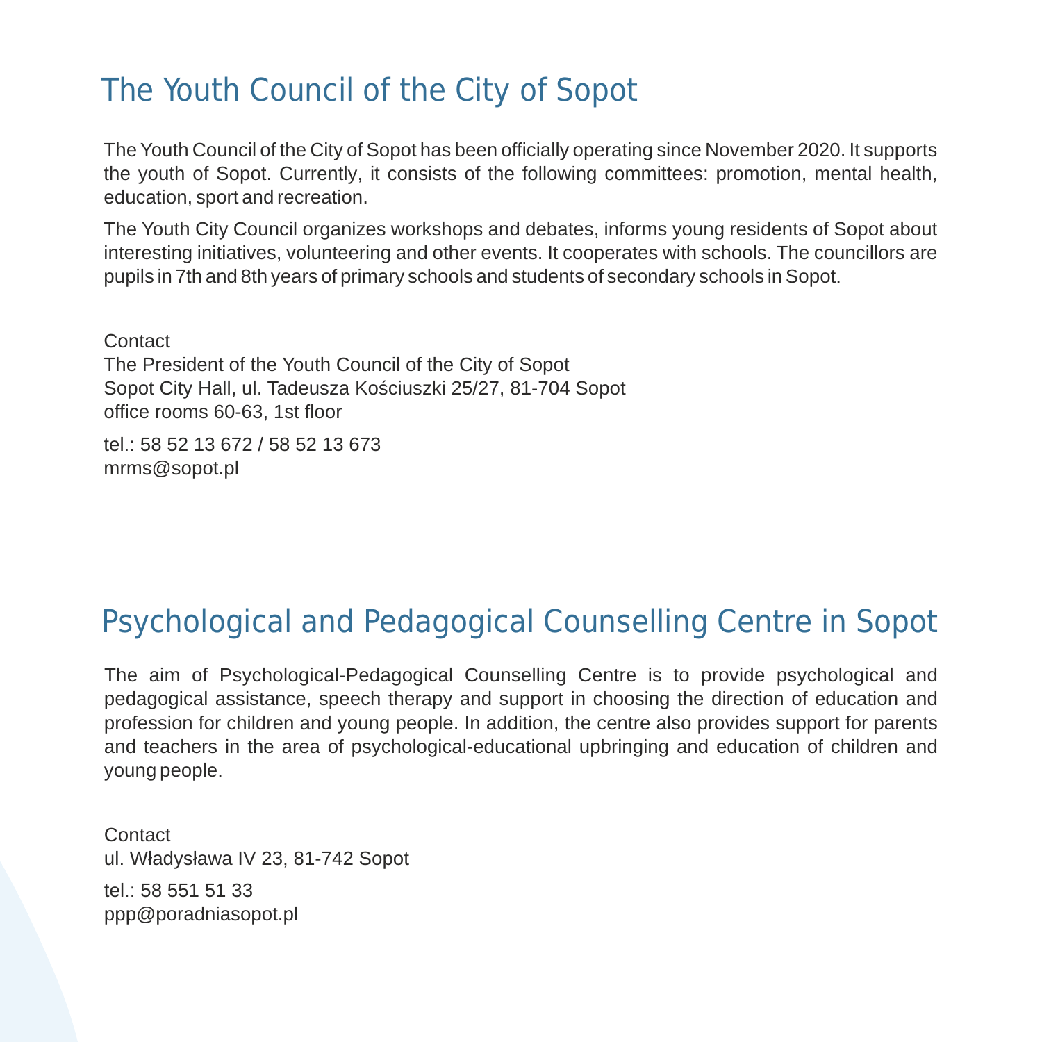## The Youth Council of the City of Sopot

The Youth Council of the City of Sopot has been officially operating since November 2020. It supports the youth of Sopot. Currently, it consists of the following committees: promotion, mental health, education, sport and recreation.

The Youth City Council organizes workshops and debates, informs young residents of Sopot about interesting initiatives, volunteering and other events. It cooperates with schools. The councillors are pupils in 7th and 8th years of primary schools and students of secondary schools in Sopot.

Contact
The President of the Youth Council of the City of Sopot
Sopot City Hall, ul. Tadeusza Kościuszki 25/27, 81-704 Sopot
office rooms 60-63, 1st floor

tel.: 58 52 13 672 / 58 52 13 673
mrms@sopot.pl

## Psychological and Pedagogical Counselling Centre in Sopot

The aim of Psychological-Pedagogical Counselling Centre is to provide psychological and pedagogical assistance, speech therapy and support in choosing the direction of education and profession for children and young people. In addition, the centre also provides support for parents and teachers in the area of psychological-educational upbringing and education of children and young people.

Contact
ul. Władysława IV 23, 81-742 Sopot

tel.: 58 551 51 33
ppp@poradniasopot.pl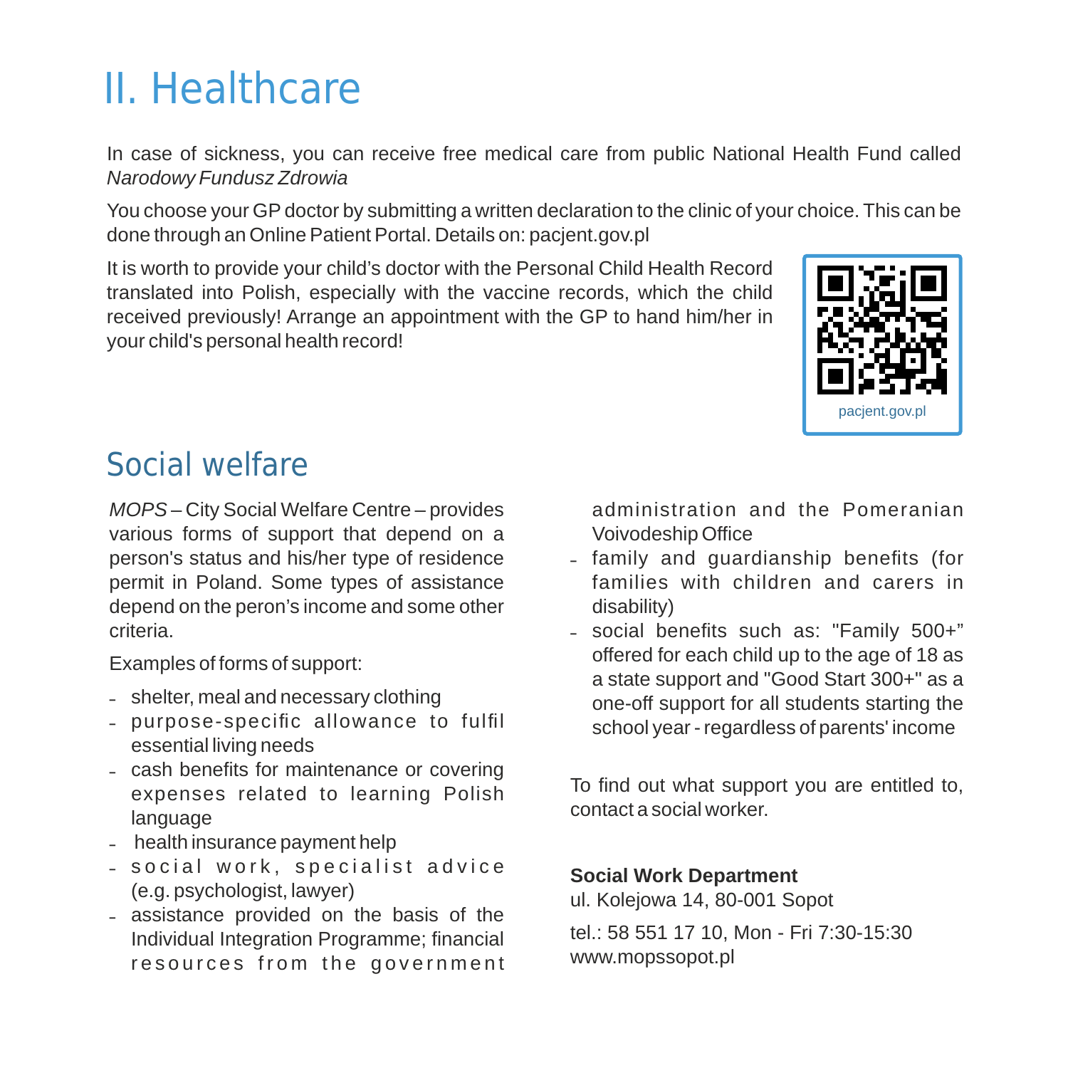# II. Healthcare

In case of sickness, you can receive free medical care from public National Health Fund called *Narodowy Fundusz Zdrowia*

You choose your GP doctor by submitting a written declaration to the clinic of your choice. This can be done through an Online Patient Portal. Details on: pacjent.gov.pl

It is worth to provide your child's doctor with the Personal Child Health Record translated into Polish, especially with the vaccine records, which the child received previously! Arrange an appointment with the GP to hand him/her in your child's personal health record!

pacjent.gov.pl

## Social welfare

*MOPS* – City Social Welfare Centre – provides various forms of support that depend on a person's status and his/her type of residence permit in Poland. Some types of assistance depend on the peron's income and some other criteria.

Examples of forms of support:

- shelter, meal and necessary clothing
- purpose-specific allowance to fulfil essential living needs
- cash benefits for maintenance or covering expenses related to learning Polish language
- health insurance payment help
- social work, specialist advice (e.g. psychologist, lawyer)
- assistance provided on the basis of the Individual Integration Programme; financial resources from the government administration and the Pomeranian Voivodeship Office
- family and guardianship benefits (for families with children and carers in disability)
- social benefits such as: "Family 500+" offered for each child up to the age of 18 as a state support and "Good Start 300+" as a one-off support for all students starting the school year - regardless of parents' income

To find out what support you are entitled to, contact a social worker.

**Social Work Department**
ul. Kolejowa 14, 80-001 Sopot

tel.: 58 551 17 10, Mon - Fri 7:30-15:30
www.mopssopot.pl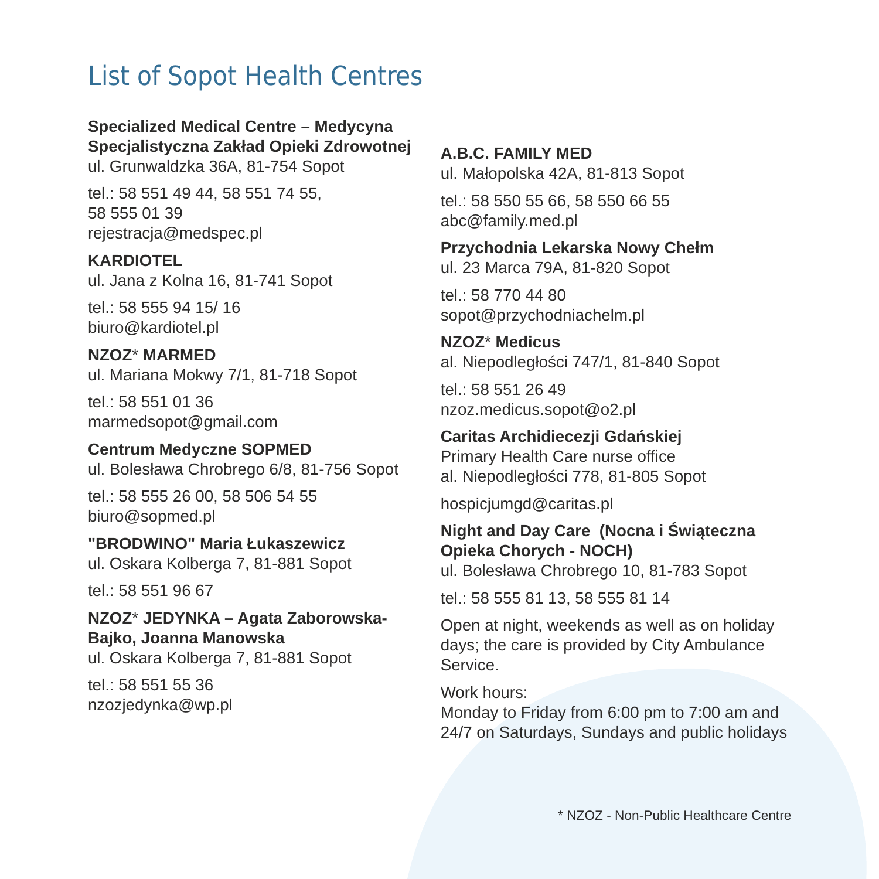# List of Sopot Health Centres

**Specialized Medical Centre – Medycyna Specjalistyczna Zakład Opieki Zdrowotnej**
ul. Grunwaldzka 36A, 81-754 Sopot

tel.: 58 551 49 44, 58 551 74 55, 58 555 01 39
rejestracja@medspec.pl

**KARDIOTEL**
ul. Jana z Kolna 16, 81-741 Sopot

tel.: 58 555 94 15/ 16
biuro@kardiotel.pl

**NZOZ* MARMED**
ul. Mariana Mokwy 7/1, 81-718 Sopot

tel.: 58 551 01 36
marmedsopot@gmail.com

**Centrum Medyczne SOPMED**
ul. Bolesława Chrobrego 6/8, 81-756 Sopot

tel.: 58 555 26 00, 58 506 54 55
biuro@sopmed.pl

**"BRODWINO" Maria Łukaszewicz**
ul. Oskara Kolberga 7, 81-881 Sopot

tel.: 58 551 96 67

**NZOZ* JEDYNKA – Agata Zaborowska-Bajko, Joanna Manowska**
ul. Oskara Kolberga 7, 81-881 Sopot

tel.: 58 551 55 36
nzozjedynka@wp.pl

**A.B.C. FAMILY MED**
ul. Małopolska 42A, 81-813 Sopot

tel.: 58 550 55 66, 58 550 66 55
abc@family.med.pl

**Przychodnia Lekarska Nowy Chełm**
ul. 23 Marca 79A, 81-820 Sopot

tel.: 58 770 44 80
sopot@przychodniachelm.pl

**NZOZ* Medicus**
al. Niepodległości 747/1, 81-840 Sopot

tel.: 58 551 26 49
nzoz.medicus.sopot@o2.pl

**Caritas Archidiecezji Gdańskiej**
Primary Health Care nurse office
al. Niepodległości 778, 81-805 Sopot

hospicjumgd@caritas.pl

**Night and Day Care (Nocna i Świąteczna Opieka Chorych - NOCH)**
ul. Bolesława Chrobrego 10, 81-783 Sopot

tel.: 58 555 81 13, 58 555 81 14

Open at night, weekends as well as on holiday days; the care is provided by City Ambulance Service.

Work hours:
Monday to Friday from 6:00 pm to 7:00 am and 24/7 on Saturdays, Sundays and public holidays

* NZOZ - Non-Public Healthcare Centre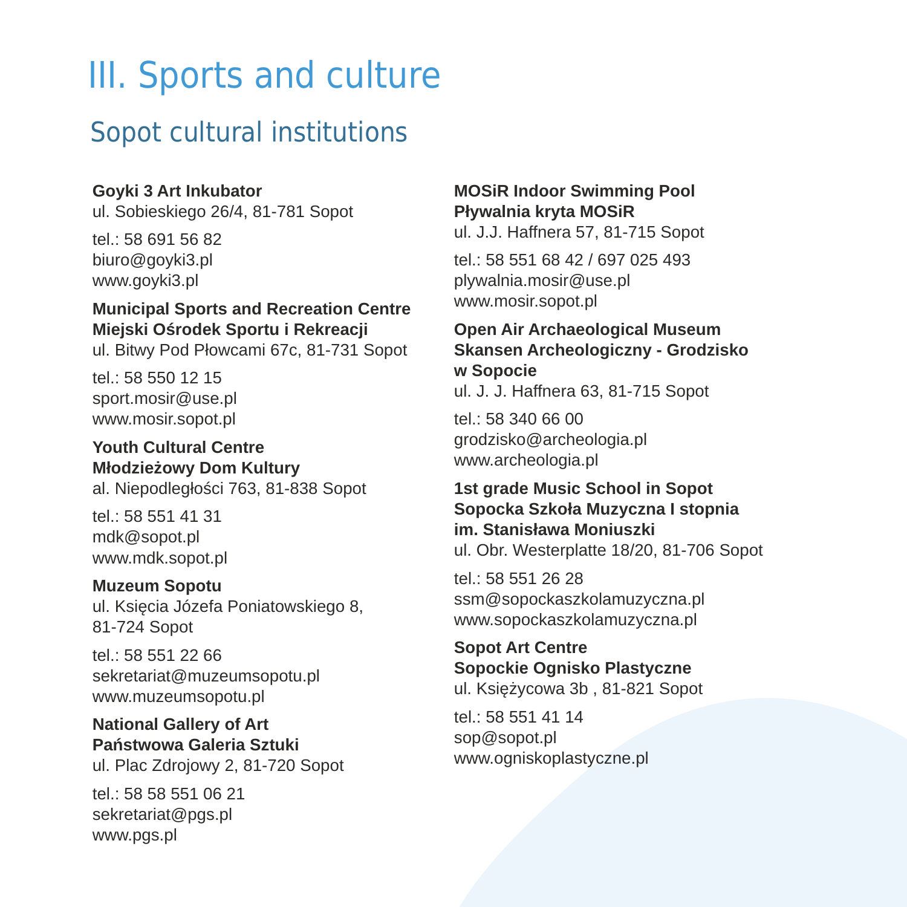# III. Sports and culture

## Sopot cultural institutions

**Goyki 3 Art Inkubator**
ul. Sobieskiego 26/4, 81-781 Sopot

tel.: 58 691 56 82
biuro@goyki3.pl
www.goyki3.pl

**Municipal Sports and Recreation Centre**
**Miejski Ośrodek Sportu i Rekreacji**
ul. Bitwy Pod Płowcami 67c, 81-731 Sopot

tel.: 58 550 12 15
sport.mosir@use.pl
www.mosir.sopot.pl

**Youth Cultural Centre**
**Młodzieżowy Dom Kultury**
al. Niepodległości 763, 81-838 Sopot

tel.: 58 551 41 31
mdk@sopot.pl
www.mdk.sopot.pl

**Muzeum Sopotu**
ul. Księcia Józefa Poniatowskiego 8,
81-724 Sopot

tel.: 58 551 22 66
sekretariat@muzeumsopotu.pl
www.muzeumsopotu.pl

**National Gallery of Art**
**Państwowa Galeria Sztuki**
ul. Plac Zdrojowy 2, 81-720 Sopot

tel.: 58 58 551 06 21
sekretariat@pgs.pl
www.pgs.pl

**MOSiR Indoor Swimming Pool**
**Pływalnia kryta MOSiR**
ul. J.J. Haffnera 57, 81-715 Sopot

tel.: 58 551 68 42 / 697 025 493
plywalnia.mosir@use.pl
www.mosir.sopot.pl

**Open Air Archaeological Museum**
**Skansen Archeologiczny - Grodzisko w Sopocie**
ul. J. J. Haffnera 63, 81-715 Sopot

tel.: 58 340 66 00
grodzisko@archeologia.pl
www.archeologia.pl

**1st grade Music School in Sopot**
**Sopocka Szkoła Muzyczna I stopnia im. Stanisława Moniuszki**
ul. Obr. Westerplatte 18/20, 81-706 Sopot

tel.: 58 551 26 28
ssm@sopockaszkolamuzyczna.pl
www.sopockaszkolamuzyczna.pl

**Sopot Art Centre**
**Sopockie Ognisko Plastyczne**
ul. Księżycowa 3b , 81-821 Sopot

tel.: 58 551 41 14
sop@sopot.pl
www.ogniskoplastyczne.pl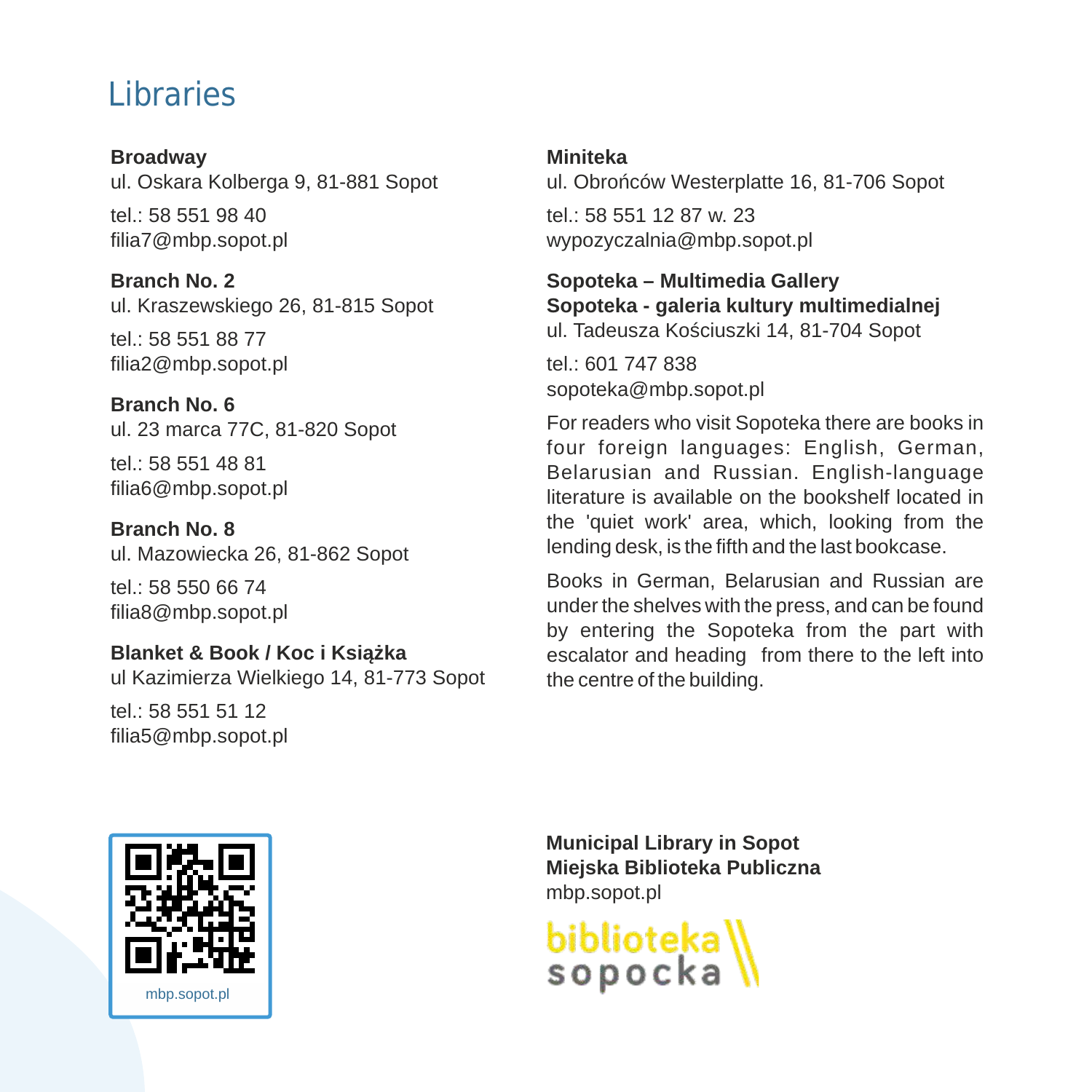# Libraries

**Broadway**
ul. Oskara Kolberga 9, 81-881 Sopot

tel.: 58 551 98 40
filia7@mbp.sopot.pl

**Branch No. 2**
ul. Kraszewskiego 26, 81-815 Sopot

tel.: 58 551 88 77
filia2@mbp.sopot.pl

**Branch No. 6**
ul. 23 marca 77C, 81-820 Sopot

tel.: 58 551 48 81
filia6@mbp.sopot.pl

**Branch No. 8**
ul. Mazowiecka 26, 81-862 Sopot

tel.: 58 550 66 74
filia8@mbp.sopot.pl

**Blanket & Book / Koc i Książka**
ul Kazimierza Wielkiego 14, 81-773 Sopot

tel.: 58 551 51 12
filia5@mbp.sopot.pl

**Miniteka**
ul. Obrońców Westerplatte 16, 81-706 Sopot

tel.: 58 551 12 87 w. 23
wypozyczalnia@mbp.sopot.pl

**Sopoteka – Multimedia Gallery**
**Sopoteka - galeria kultury multimedialnej**
ul. Tadeusza Kościuszki 14, 81-704 Sopot

tel.: 601 747 838
sopoteka@mbp.sopot.pl

For readers who visit Sopoteka there are books in four foreign languages: English, German, Belarusian and Russian. English-language literature is available on the bookshelf located in the 'quiet work' area, which, looking from the lending desk, is the fifth and the last bookcase.

Books in German, Belarusian and Russian are under the shelves with the press, and can be found by entering the Sopoteka from the part with escalator and heading from there to the left into the centre of the building.

mbp.sopot.pl

**Municipal Library in Sopot**
**Miejska Biblioteka Publiczna**
mbp.sopot.pl

biblioteka sopocka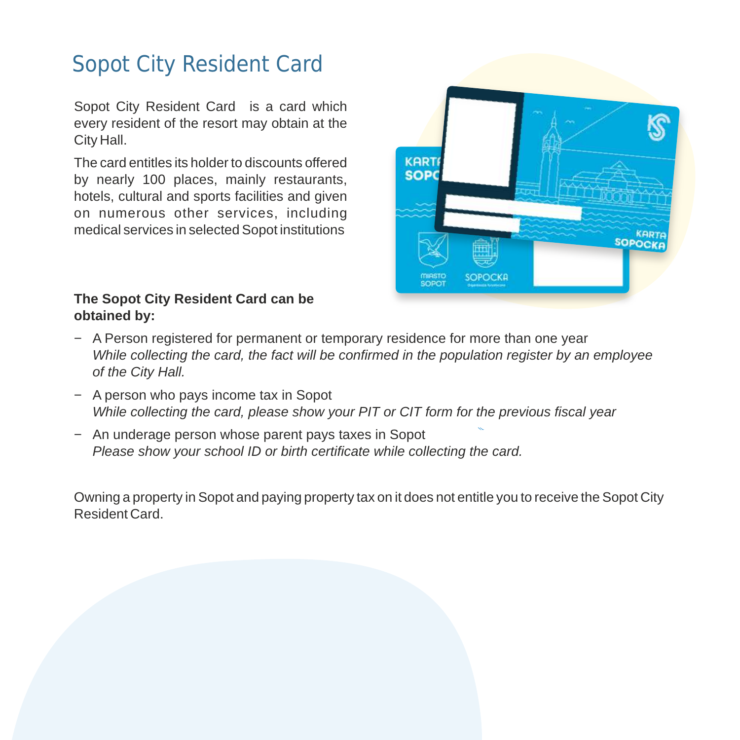# Sopot City Resident Card

Sopot City Resident Card is a card which every resident of the resort may obtain at the City Hall.

The card entitles its holder to discounts offered by nearly 100 places, mainly restaurants, hotels, cultural and sports facilities and given on numerous other services, including medical services in selected Sopot institutions

**The Sopot City Resident Card can be obtained by:**

- A Person registered for permanent or temporary residence for more than one year
  *While collecting the card, the fact will be confirmed in the population register by an employee of the City Hall.*
- A person who pays income tax in Sopot
  *While collecting the card, please show your PIT or CIT form for the previous fiscal year*
- An underage person whose parent pays taxes in Sopot
  *Please show your school ID or birth certificate while collecting the card.*

Owning a property in Sopot and paying property tax on it does not entitle you to receive the Sopot City Resident Card.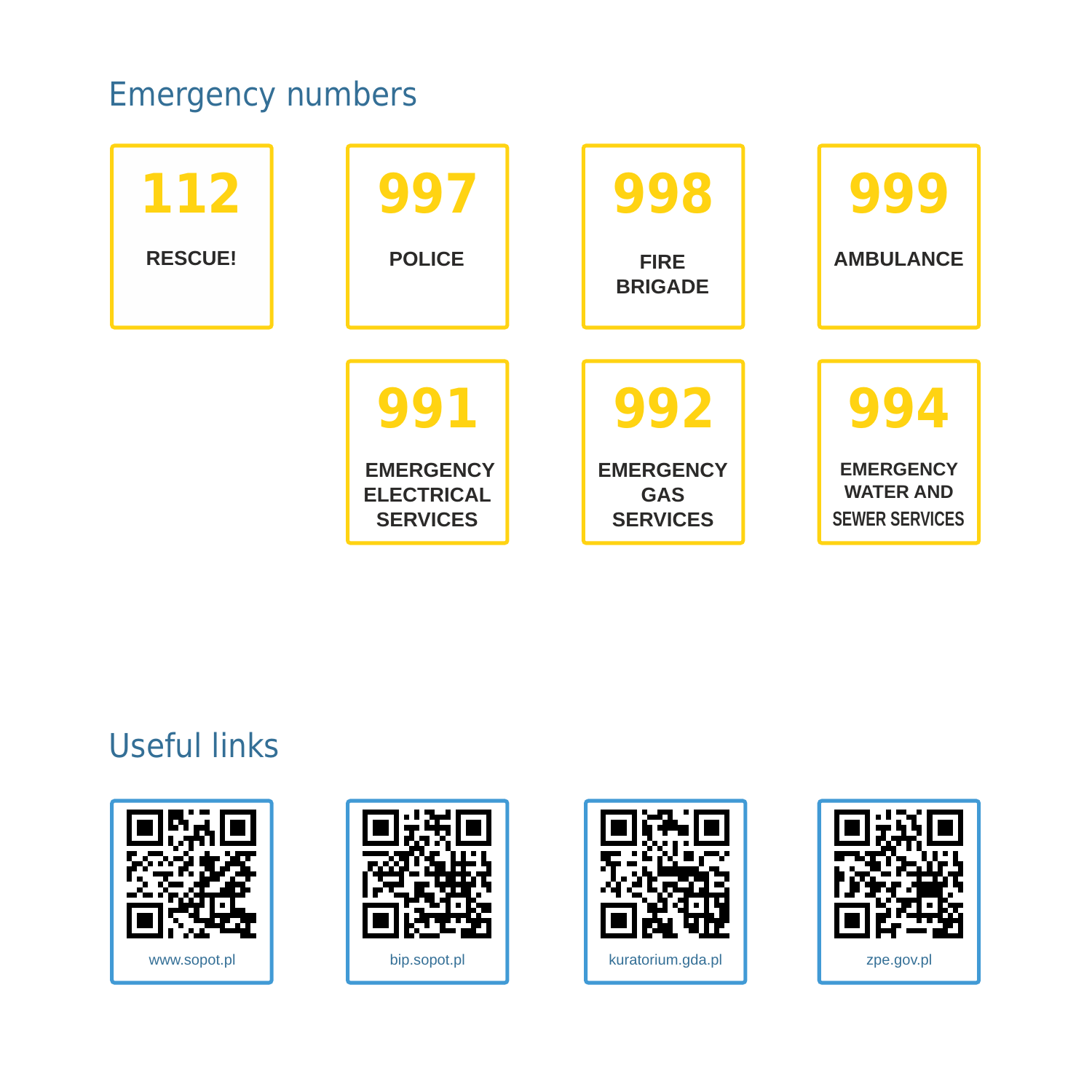## Emergency numbers

**112**
RESCUE!

**997**
POLICE

**998**
FIRE BRIGADE

**999**
AMBULANCE

**991**
EMERGENCY ELECTRICAL SERVICES

**992**
EMERGENCY GAS SERVICES

**994**
EMERGENCY WATER AND SEWER SERVICES

## Useful links

www.sopot.pl

bip.sopot.pl

kuratorium.gda.pl

zpe.gov.pl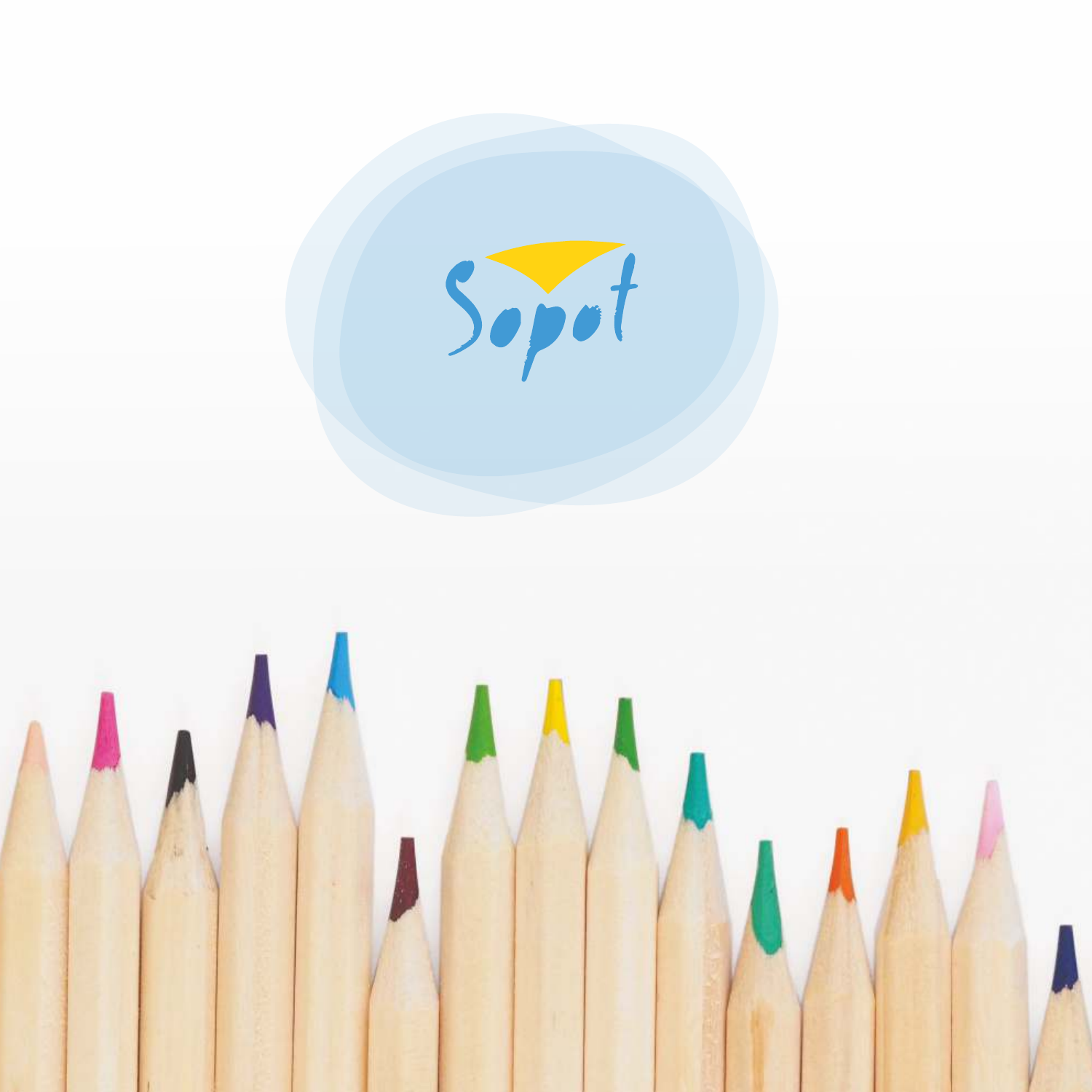Sopot